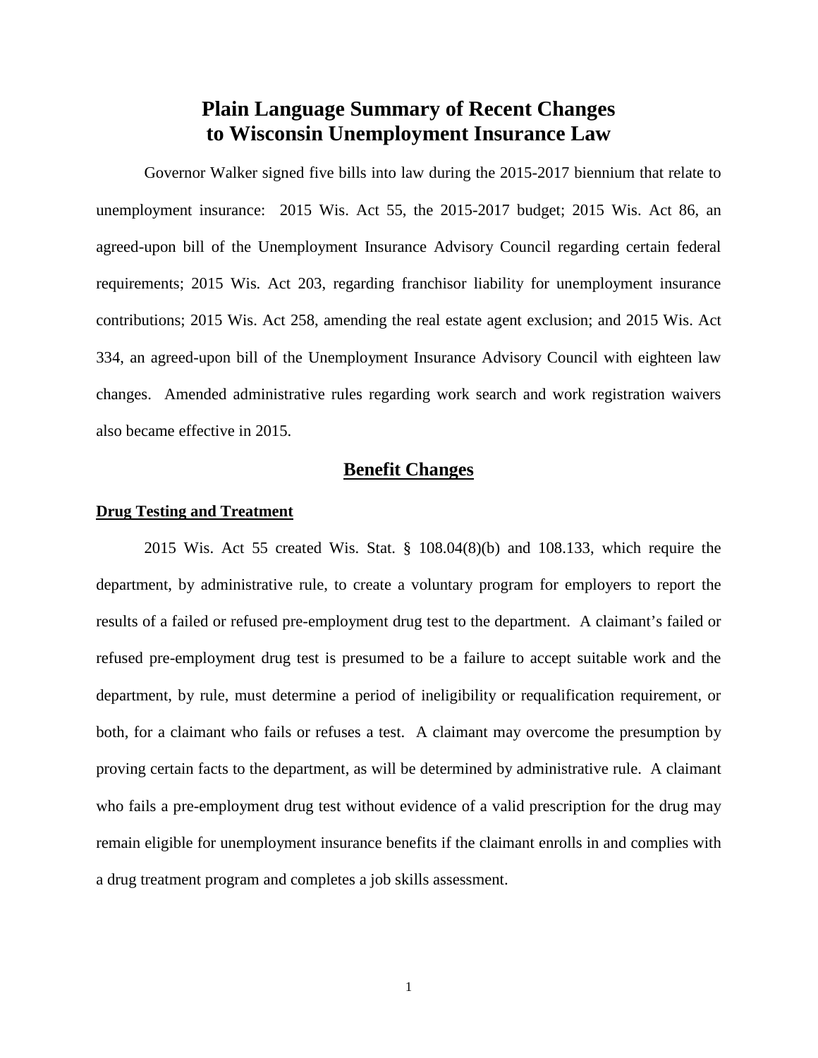# Plain Language Summary of Recent Changes to Wisconsin Unemployment Insurance Law

Governor Walker signed five bills into law during the 2015-2017 biennium that relate to unemployment insurance: 2015 Wis. Act 55, the 2015-2017 budget; 2015 Wis. Act 86, an agreed-upon bill of the Unemployment Insurance Advisory Council regarding certain federal requirements; 2015 Wis. Act 203, regarding franchisor liability for unemployment insurance contributions; 2015 Wis. Act 258, amending the real estate agent exclusion; and 2015 Wis. Act 334, an agreed-upon bill of the Unemployment Insurance Advisory Council with eighteen law changes. Amended administrative rules regarding work search and work registration waivers also became effective in 2015.

## Benefit Changes

### Drug Testing and Treatment

2015 Wis. Act 55 created Wis. Stat. § 108.04(8)(b) and 108.133, which require the department, by administrative rule, to create a voluntary program for employers to report the results of a failed or refused pre-employment drug test to the department. A claimant's failed or refused pre-employment drug test is presumed to be a failure to accept suitable work and the department, by rule, must determine a period of ineligibility or requalification requirement, or both, for a claimant who fails or refuses a test. A claimant may overcome the presumption by proving certain facts to the department, as will be determined by administrative rule. A claimant who fails a pre-employment drug test without evidence of a valid prescription for the drug may remain eligible for unemployment insurance benefits if the claimant enrolls in and complies with a drug treatment program and completes a job skills assessment.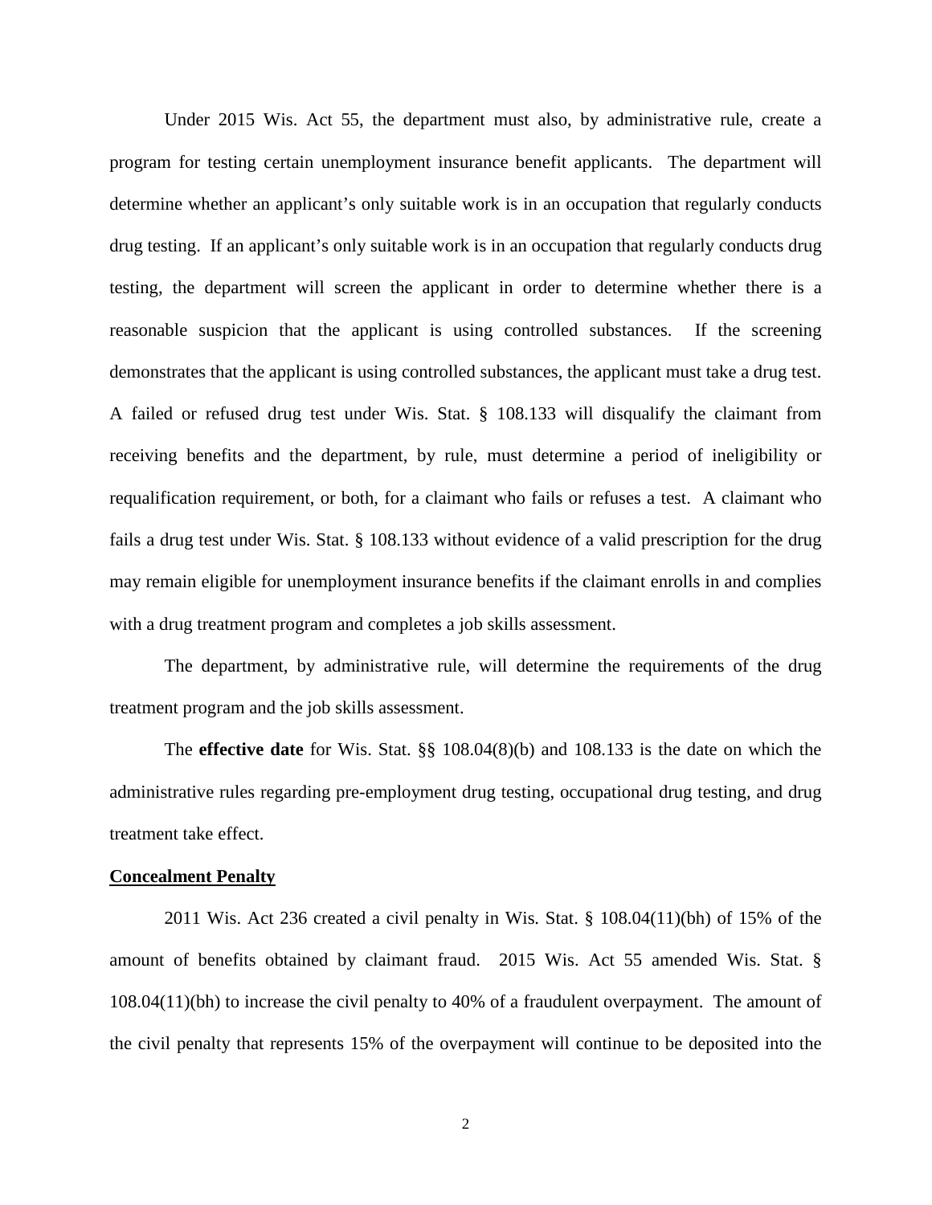Under 2015 Wis. Act 55, the department must also, by administrative rule, create a program for testing certain unemployment insurance benefit applicants. The department will determine whether an applicant's only suitable work is in an occupation that regularly conducts drug testing. If an applicant's only suitable work is in an occupation that regularly conducts drug testing, the department will screen the applicant in order to determine whether there is a reasonable suspicion that the applicant is using controlled substances. If the screening demonstrates that the applicant is using controlled substances, the applicant must take a drug test. A failed or refused drug test under Wis. Stat. § 108.133 will disqualify the claimant from receiving benefits and the department, by rule, must determine a period of ineligibility or requalification requirement, or both, for a claimant who fails or refuses a test. A claimant who fails a drug test under Wis. Stat. § 108.133 without evidence of a valid prescription for the drug may remain eligible for unemployment insurance benefits if the claimant enrolls in and complies with a drug treatment program and completes a job skills assessment.

The department, by administrative rule, will determine the requirements of the drug treatment program and the job skills assessment.

The **effective date** for Wis. Stat. §§ 108.04(8)(b) and 108.133 is the date on which the administrative rules regarding pre-employment drug testing, occupational drug testing, and drug treatment take effect.

**Concealment Penalty**

2011 Wis. Act 236 created a civil penalty in Wis. Stat. § 108.04(11)(bh) of 15% of the amount of benefits obtained by claimant fraud. 2015 Wis. Act 55 amended Wis. Stat. § 108.04(11)(bh) to increase the civil penalty to 40% of a fraudulent overpayment. The amount of the civil penalty that represents 15% of the overpayment will continue to be deposited into the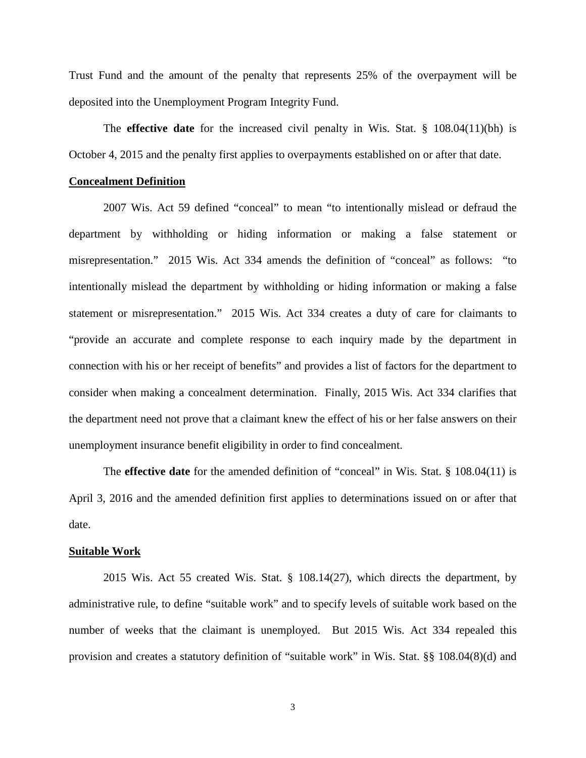Trust Fund and the amount of the penalty that represents 25% of the overpayment will be deposited into the Unemployment Program Integrity Fund.

The **effective date** for the increased civil penalty in Wis. Stat. § 108.04(11)(bh) is October 4, 2015 and the penalty first applies to overpayments established on or after that date.

**Concealment Definition**

2007 Wis. Act 59 defined "conceal" to mean "to intentionally mislead or defraud the department by withholding or hiding information or making a false statement or misrepresentation." 2015 Wis. Act 334 amends the definition of "conceal" as follows: "to intentionally mislead the department by withholding or hiding information or making a false statement or misrepresentation." 2015 Wis. Act 334 creates a duty of care for claimants to "provide an accurate and complete response to each inquiry made by the department in connection with his or her receipt of benefits" and provides a list of factors for the department to consider when making a concealment determination. Finally, 2015 Wis. Act 334 clarifies that the department need not prove that a claimant knew the effect of his or her false answers on their unemployment insurance benefit eligibility in order to find concealment.

The **effective date** for the amended definition of "conceal" in Wis. Stat. § 108.04(11) is April 3, 2016 and the amended definition first applies to determinations issued on or after that date.

**Suitable Work**

2015 Wis. Act 55 created Wis. Stat. § 108.14(27), which directs the department, by administrative rule, to define "suitable work" and to specify levels of suitable work based on the number of weeks that the claimant is unemployed. But 2015 Wis. Act 334 repealed this provision and creates a statutory definition of "suitable work" in Wis. Stat. §§ 108.04(8)(d) and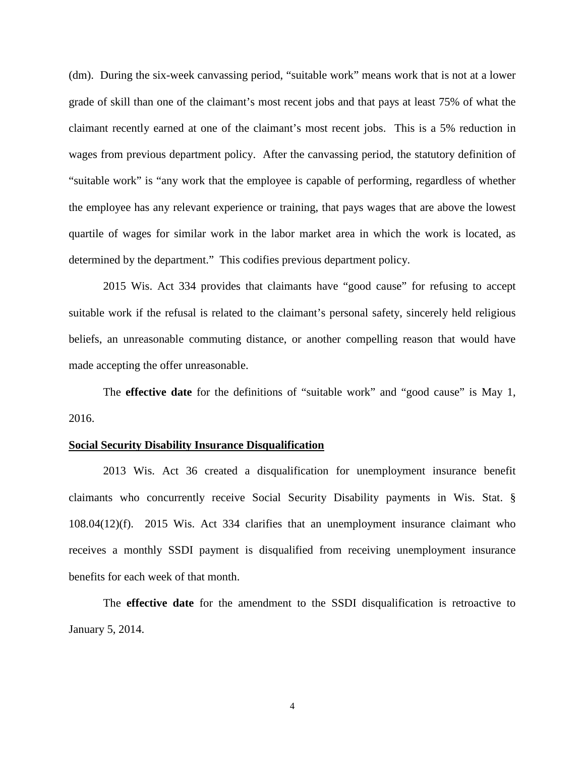(dm). During the six-week canvassing period, "suitable work" means work that is not at a lower grade of skill than one of the claimant's most recent jobs and that pays at least 75% of what the claimant recently earned at one of the claimant's most recent jobs. This is a 5% reduction in wages from previous department policy. After the canvassing period, the statutory definition of "suitable work" is "any work that the employee is capable of performing, regardless of whether the employee has any relevant experience or training, that pays wages that are above the lowest quartile of wages for similar work in the labor market area in which the work is located, as determined by the department." This codifies previous department policy.

2015 Wis. Act 334 provides that claimants have "good cause" for refusing to accept suitable work if the refusal is related to the claimant's personal safety, sincerely held religious beliefs, an unreasonable commuting distance, or another compelling reason that would have made accepting the offer unreasonable.

The **effective date** for the definitions of "suitable work" and "good cause" is May 1, 2016.

**Social Security Disability Insurance Disqualification**

2013 Wis. Act 36 created a disqualification for unemployment insurance benefit claimants who concurrently receive Social Security Disability payments in Wis. Stat. § 108.04(12)(f). 2015 Wis. Act 334 clarifies that an unemployment insurance claimant who receives a monthly SSDI payment is disqualified from receiving unemployment insurance benefits for each week of that month.

The **effective date** for the amendment to the SSDI disqualification is retroactive to January 5, 2014.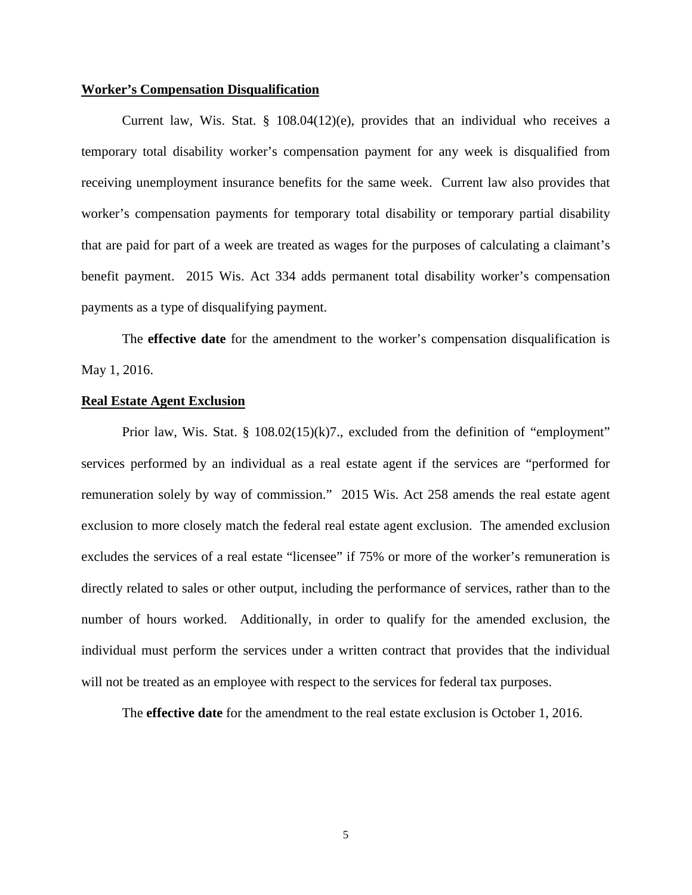**Worker's Compensation Disqualification**

Current law, Wis. Stat. § 108.04(12)(e), provides that an individual who receives a temporary total disability worker's compensation payment for any week is disqualified from receiving unemployment insurance benefits for the same week. Current law also provides that worker's compensation payments for temporary total disability or temporary partial disability that are paid for part of a week are treated as wages for the purposes of calculating a claimant's benefit payment. 2015 Wis. Act 334 adds permanent total disability worker's compensation payments as a type of disqualifying payment.

The **effective date** for the amendment to the worker's compensation disqualification is May 1, 2016.

**Real Estate Agent Exclusion**

Prior law, Wis. Stat. § 108.02(15)(k)7., excluded from the definition of "employment" services performed by an individual as a real estate agent if the services are "performed for remuneration solely by way of commission." 2015 Wis. Act 258 amends the real estate agent exclusion to more closely match the federal real estate agent exclusion. The amended exclusion excludes the services of a real estate "licensee" if 75% or more of the worker's remuneration is directly related to sales or other output, including the performance of services, rather than to the number of hours worked. Additionally, in order to qualify for the amended exclusion, the individual must perform the services under a written contract that provides that the individual will not be treated as an employee with respect to the services for federal tax purposes.

The **effective date** for the amendment to the real estate exclusion is October 1, 2016.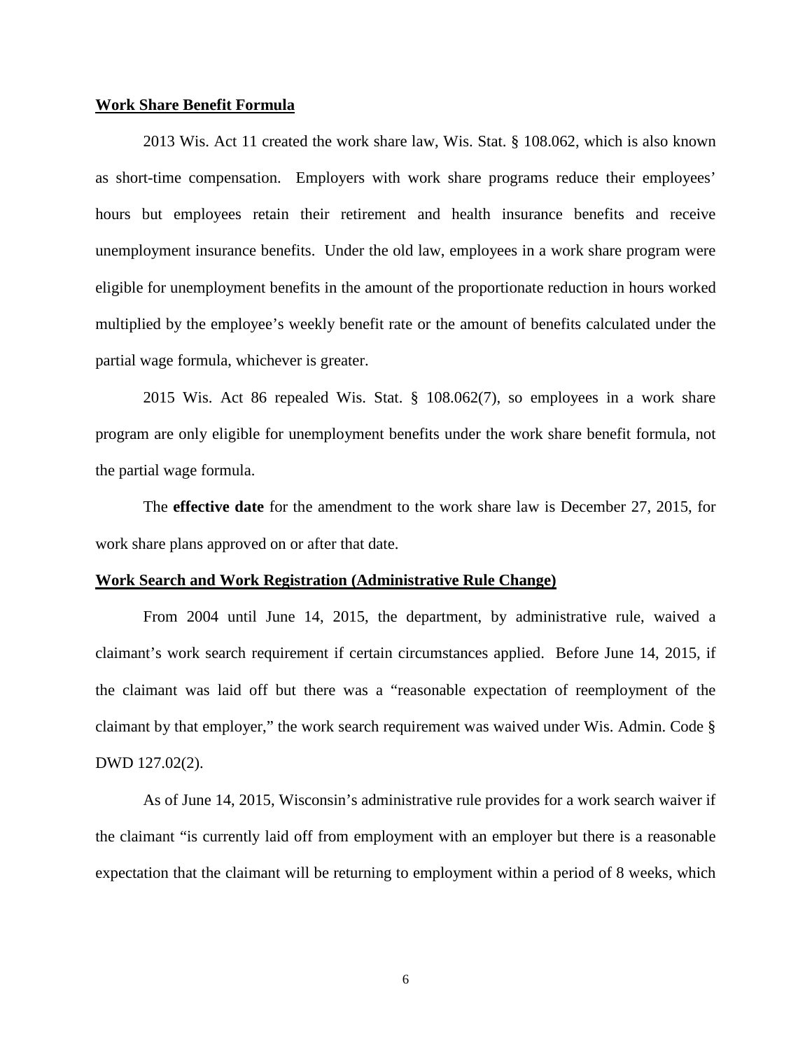**Work Share Benefit Formula**

2013 Wis. Act 11 created the work share law, Wis. Stat. § 108.062, which is also known as short-time compensation. Employers with work share programs reduce their employees' hours but employees retain their retirement and health insurance benefits and receive unemployment insurance benefits. Under the old law, employees in a work share program were eligible for unemployment benefits in the amount of the proportionate reduction in hours worked multiplied by the employee's weekly benefit rate or the amount of benefits calculated under the partial wage formula, whichever is greater.

2015 Wis. Act 86 repealed Wis. Stat. § 108.062(7), so employees in a work share program are only eligible for unemployment benefits under the work share benefit formula, not the partial wage formula.

The **effective date** for the amendment to the work share law is December 27, 2015, for work share plans approved on or after that date.

**Work Search and Work Registration (Administrative Rule Change)**

From 2004 until June 14, 2015, the department, by administrative rule, waived a claimant's work search requirement if certain circumstances applied. Before June 14, 2015, if the claimant was laid off but there was a "reasonable expectation of reemployment of the claimant by that employer," the work search requirement was waived under Wis. Admin. Code § DWD 127.02(2).

As of June 14, 2015, Wisconsin's administrative rule provides for a work search waiver if the claimant "is currently laid off from employment with an employer but there is a reasonable expectation that the claimant will be returning to employment within a period of 8 weeks, which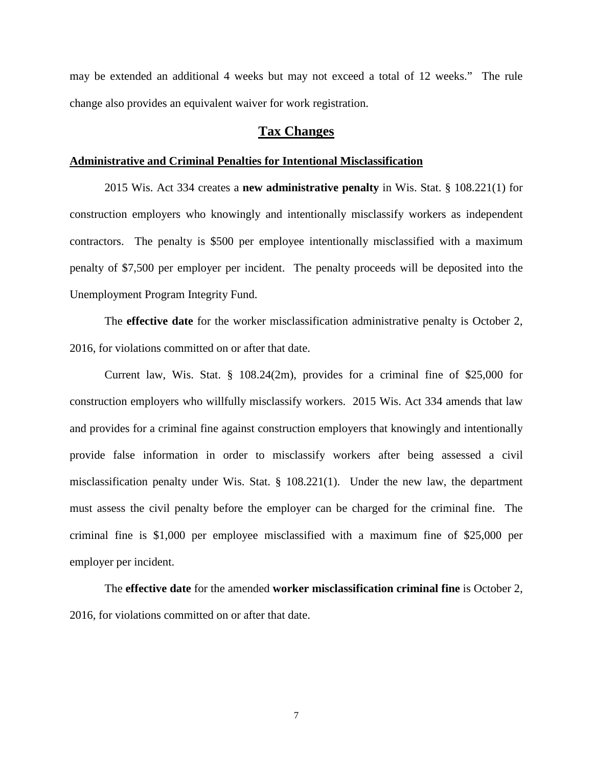may be extended an additional 4 weeks but may not exceed a total of 12 weeks." The rule change also provides an equivalent waiver for work registration.

## Tax Changes

### Administrative and Criminal Penalties for Intentional Misclassification

2015 Wis. Act 334 creates a **new administrative penalty** in Wis. Stat. § 108.221(1) for construction employers who knowingly and intentionally misclassify workers as independent contractors. The penalty is $500 per employee intentionally misclassified with a maximum penalty of $7,500 per employer per incident. The penalty proceeds will be deposited into the Unemployment Program Integrity Fund.

The **effective date** for the worker misclassification administrative penalty is October 2, 2016, for violations committed on or after that date.

Current law, Wis. Stat. § 108.24(2m), provides for a criminal fine of $25,000 for construction employers who willfully misclassify workers. 2015 Wis. Act 334 amends that law and provides for a criminal fine against construction employers that knowingly and intentionally provide false information in order to misclassify workers after being assessed a civil misclassification penalty under Wis. Stat. § 108.221(1). Under the new law, the department must assess the civil penalty before the employer can be charged for the criminal fine. The criminal fine is $1,000 per employee misclassified with a maximum fine of $25,000 per employer per incident.

The **effective date** for the amended **worker misclassification criminal fine** is October 2, 2016, for violations committed on or after that date.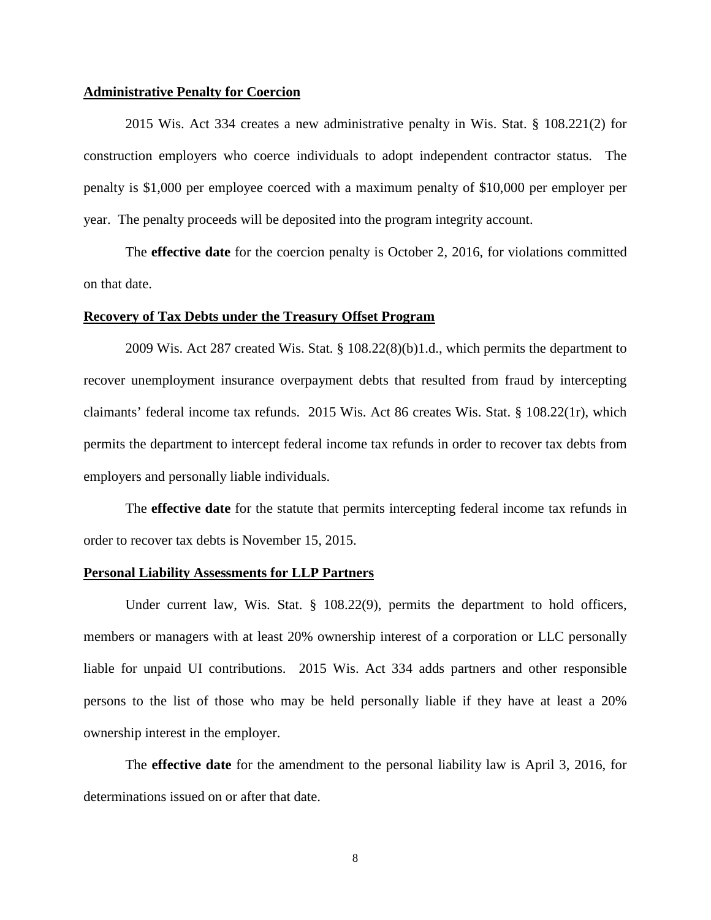## Administrative Penalty for Coercion

2015 Wis. Act 334 creates a new administrative penalty in Wis. Stat. § 108.221(2) for construction employers who coerce individuals to adopt independent contractor status. The penalty is $1,000 per employee coerced with a maximum penalty of $10,000 per employer per year. The penalty proceeds will be deposited into the program integrity account.

The **effective date** for the coercion penalty is October 2, 2016, for violations committed on that date.

## Recovery of Tax Debts under the Treasury Offset Program

2009 Wis. Act 287 created Wis. Stat. § 108.22(8)(b)1.d., which permits the department to recover unemployment insurance overpayment debts that resulted from fraud by intercepting claimants' federal income tax refunds. 2015 Wis. Act 86 creates Wis. Stat. § 108.22(1r), which permits the department to intercept federal income tax refunds in order to recover tax debts from employers and personally liable individuals.

The **effective date** for the statute that permits intercepting federal income tax refunds in order to recover tax debts is November 15, 2015.

## Personal Liability Assessments for LLP Partners

Under current law, Wis. Stat. § 108.22(9), permits the department to hold officers, members or managers with at least 20% ownership interest of a corporation or LLC personally liable for unpaid UI contributions. 2015 Wis. Act 334 adds partners and other responsible persons to the list of those who may be held personally liable if they have at least a 20% ownership interest in the employer.

The **effective date** for the amendment to the personal liability law is April 3, 2016, for determinations issued on or after that date.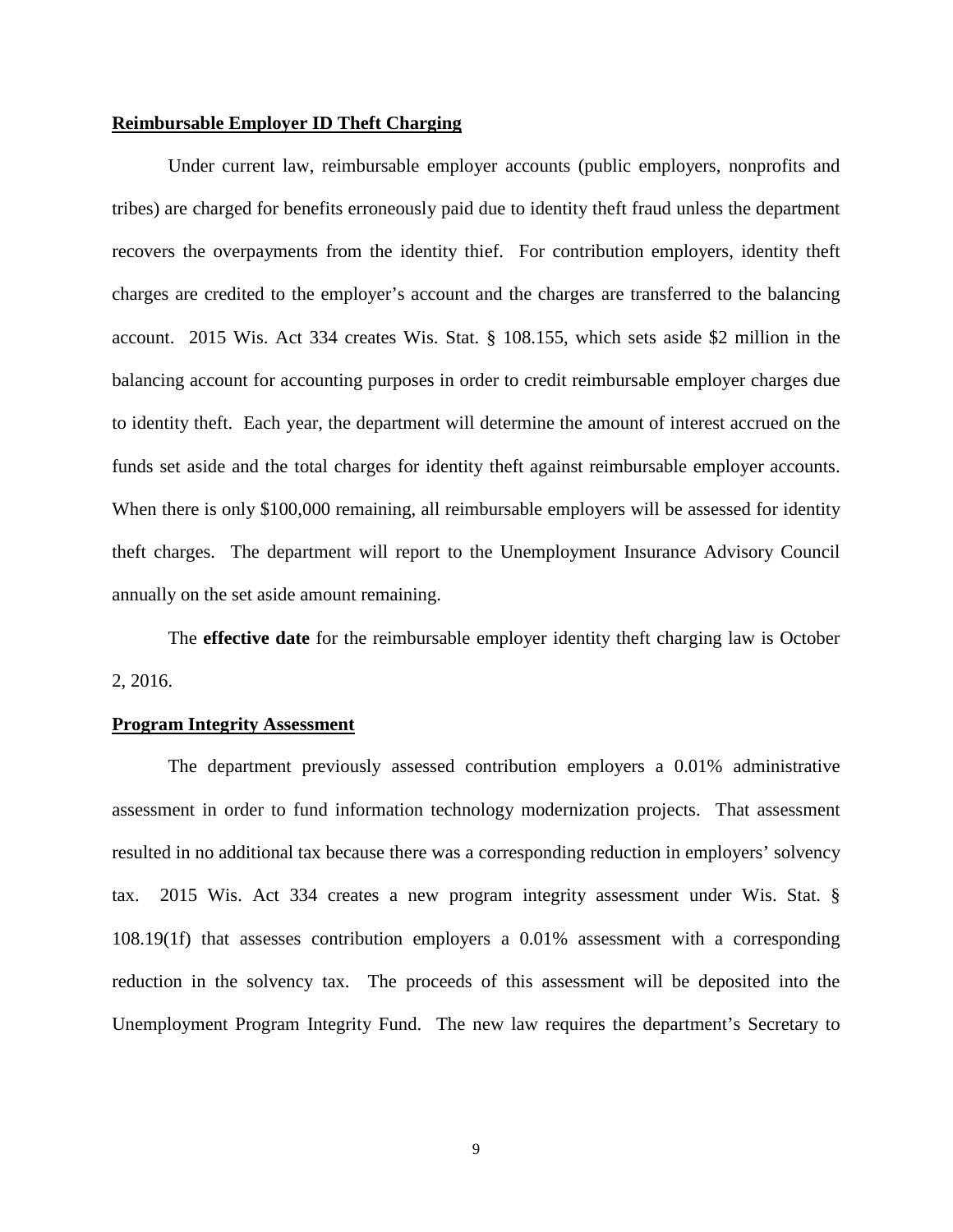**Reimbursable Employer ID Theft Charging**

Under current law, reimbursable employer accounts (public employers, nonprofits and tribes) are charged for benefits erroneously paid due to identity theft fraud unless the department recovers the overpayments from the identity thief. For contribution employers, identity theft charges are credited to the employer's account and the charges are transferred to the balancing account. 2015 Wis. Act 334 creates Wis. Stat. § 108.155, which sets aside $2 million in the balancing account for accounting purposes in order to credit reimbursable employer charges due to identity theft. Each year, the department will determine the amount of interest accrued on the funds set aside and the total charges for identity theft against reimbursable employer accounts. When there is only $100,000 remaining, all reimbursable employers will be assessed for identity theft charges. The department will report to the Unemployment Insurance Advisory Council annually on the set aside amount remaining.

The **effective date** for the reimbursable employer identity theft charging law is October 2, 2016.

**Program Integrity Assessment**

The department previously assessed contribution employers a 0.01% administrative assessment in order to fund information technology modernization projects. That assessment resulted in no additional tax because there was a corresponding reduction in employers' solvency tax. 2015 Wis. Act 334 creates a new program integrity assessment under Wis. Stat. § 108.19(1f) that assesses contribution employers a 0.01% assessment with a corresponding reduction in the solvency tax. The proceeds of this assessment will be deposited into the Unemployment Program Integrity Fund. The new law requires the department's Secretary to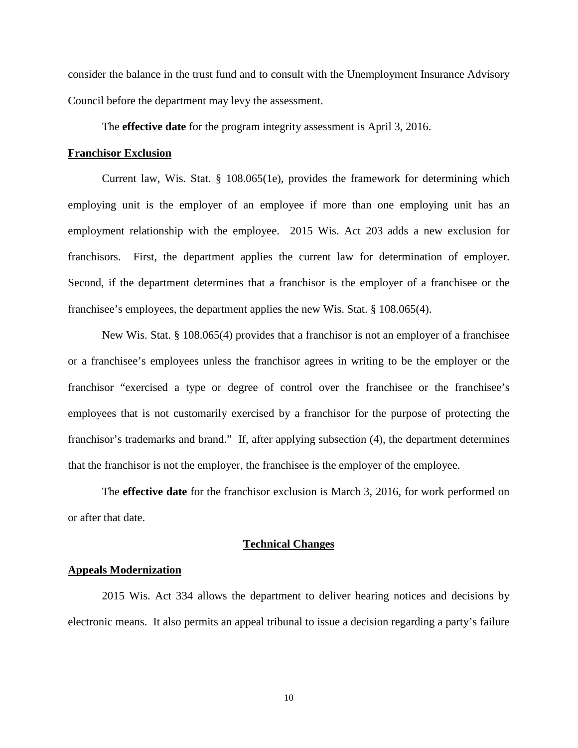consider the balance in the trust fund and to consult with the Unemployment Insurance Advisory Council before the department may levy the assessment.

The **effective date** for the program integrity assessment is April 3, 2016.

**Franchisor Exclusion**

Current law, Wis. Stat. § 108.065(1e), provides the framework for determining which employing unit is the employer of an employee if more than one employing unit has an employment relationship with the employee. 2015 Wis. Act 203 adds a new exclusion for franchisors. First, the department applies the current law for determination of employer. Second, if the department determines that a franchisor is the employer of a franchisee or the franchisee's employees, the department applies the new Wis. Stat. § 108.065(4).

New Wis. Stat. § 108.065(4) provides that a franchisor is not an employer of a franchisee or a franchisee's employees unless the franchisor agrees in writing to be the employer or the franchisor "exercised a type or degree of control over the franchisee or the franchisee's employees that is not customarily exercised by a franchisor for the purpose of protecting the franchisor's trademarks and brand." If, after applying subsection (4), the department determines that the franchisor is not the employer, the franchisee is the employer of the employee.

The **effective date** for the franchisor exclusion is March 3, 2016, for work performed on or after that date.

## Technical Changes

**Appeals Modernization**

2015 Wis. Act 334 allows the department to deliver hearing notices and decisions by electronic means. It also permits an appeal tribunal to issue a decision regarding a party's failure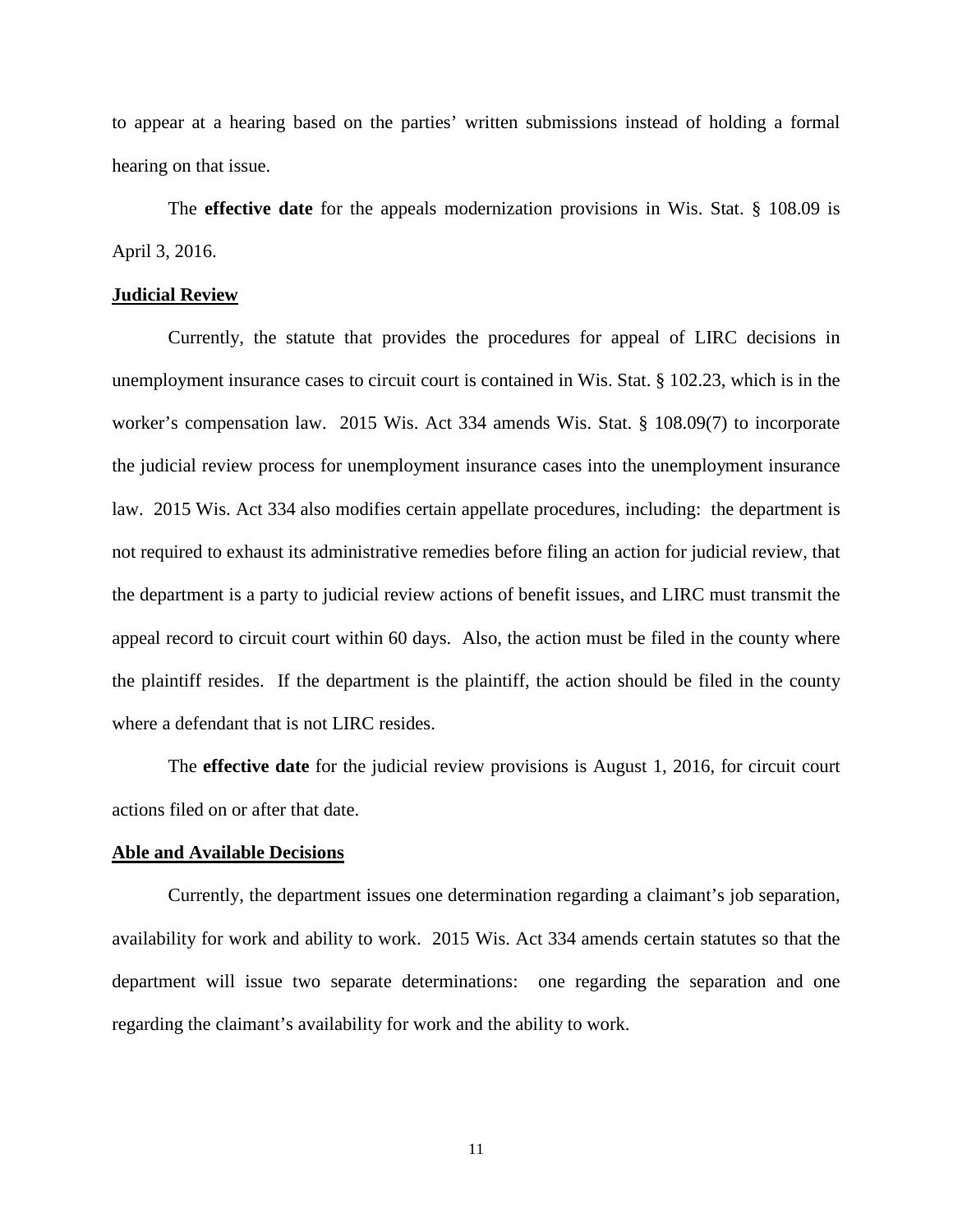to appear at a hearing based on the parties' written submissions instead of holding a formal hearing on that issue.

The **effective date** for the appeals modernization provisions in Wis. Stat. § 108.09 is April 3, 2016.

**Judicial Review**

Currently, the statute that provides the procedures for appeal of LIRC decisions in unemployment insurance cases to circuit court is contained in Wis. Stat. § 102.23, which is in the worker's compensation law. 2015 Wis. Act 334 amends Wis. Stat. § 108.09(7) to incorporate the judicial review process for unemployment insurance cases into the unemployment insurance law. 2015 Wis. Act 334 also modifies certain appellate procedures, including: the department is not required to exhaust its administrative remedies before filing an action for judicial review, that the department is a party to judicial review actions of benefit issues, and LIRC must transmit the appeal record to circuit court within 60 days. Also, the action must be filed in the county where the plaintiff resides. If the department is the plaintiff, the action should be filed in the county where a defendant that is not LIRC resides.

The **effective date** for the judicial review provisions is August 1, 2016, for circuit court actions filed on or after that date.

**Able and Available Decisions**

Currently, the department issues one determination regarding a claimant's job separation, availability for work and ability to work. 2015 Wis. Act 334 amends certain statutes so that the department will issue two separate determinations: one regarding the separation and one regarding the claimant's availability for work and the ability to work.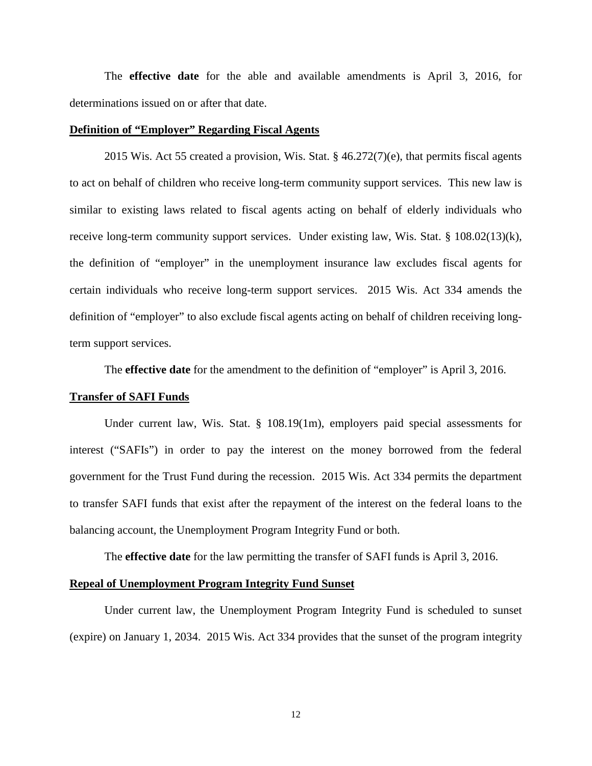The **effective date** for the able and available amendments is April 3, 2016, for determinations issued on or after that date.

**Definition of "Employer" Regarding Fiscal Agents**

2015 Wis. Act 55 created a provision, Wis. Stat. § 46.272(7)(e), that permits fiscal agents to act on behalf of children who receive long-term community support services. This new law is similar to existing laws related to fiscal agents acting on behalf of elderly individuals who receive long-term community support services. Under existing law, Wis. Stat. § 108.02(13)(k), the definition of "employer" in the unemployment insurance law excludes fiscal agents for certain individuals who receive long-term support services. 2015 Wis. Act 334 amends the definition of "employer" to also exclude fiscal agents acting on behalf of children receiving long-term support services.

The **effective date** for the amendment to the definition of "employer" is April 3, 2016.

**Transfer of SAFI Funds**

Under current law, Wis. Stat. § 108.19(1m), employers paid special assessments for interest ("SAFIs") in order to pay the interest on the money borrowed from the federal government for the Trust Fund during the recession. 2015 Wis. Act 334 permits the department to transfer SAFI funds that exist after the repayment of the interest on the federal loans to the balancing account, the Unemployment Program Integrity Fund or both.

The **effective date** for the law permitting the transfer of SAFI funds is April 3, 2016.

**Repeal of Unemployment Program Integrity Fund Sunset**

Under current law, the Unemployment Program Integrity Fund is scheduled to sunset (expire) on January 1, 2034. 2015 Wis. Act 334 provides that the sunset of the program integrity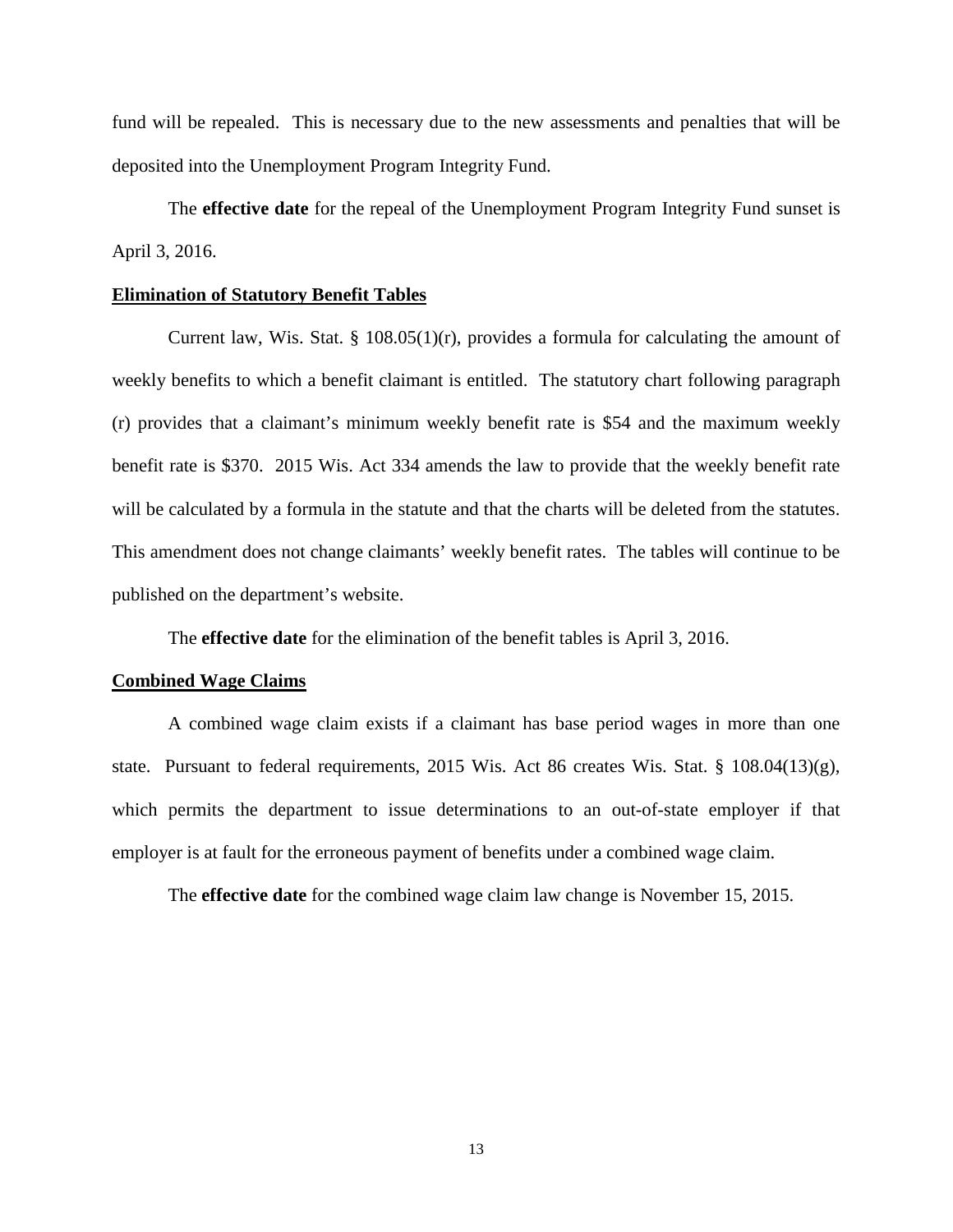fund will be repealed. This is necessary due to the new assessments and penalties that will be deposited into the Unemployment Program Integrity Fund.

The **effective date** for the repeal of the Unemployment Program Integrity Fund sunset is April 3, 2016.

**Elimination of Statutory Benefit Tables**

Current law, Wis. Stat. § 108.05(1)(r), provides a formula for calculating the amount of weekly benefits to which a benefit claimant is entitled. The statutory chart following paragraph (r) provides that a claimant's minimum weekly benefit rate is $54 and the maximum weekly benefit rate is $370. 2015 Wis. Act 334 amends the law to provide that the weekly benefit rate will be calculated by a formula in the statute and that the charts will be deleted from the statutes. This amendment does not change claimants' weekly benefit rates. The tables will continue to be published on the department's website.

The **effective date** for the elimination of the benefit tables is April 3, 2016.

**Combined Wage Claims**

A combined wage claim exists if a claimant has base period wages in more than one state. Pursuant to federal requirements, 2015 Wis. Act 86 creates Wis. Stat. § 108.04(13)(g), which permits the department to issue determinations to an out-of-state employer if that employer is at fault for the erroneous payment of benefits under a combined wage claim.

The **effective date** for the combined wage claim law change is November 15, 2015.